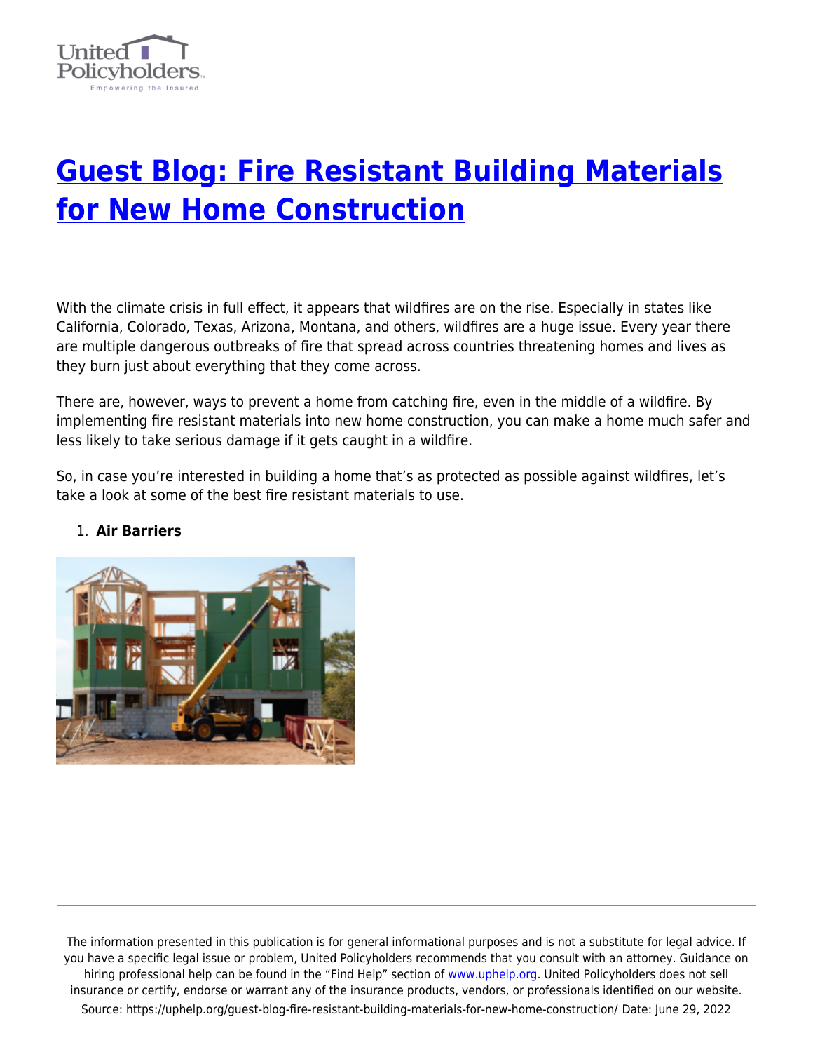# Guest Blog: Fire Resistant Building Materials for New Home Construction

With the climate crisis in full effect, it appears that wildfires are on the rise. Especially in states like California, Colorado, Texas, Arizona, Montana, and others, wildfires are a huge issue. Every year there are multiple dangerous outbreaks of fire that spread across countries threatening homes and lives as they burn just about everything that they come across.

There are, however, ways to prevent a home from catching fire, even in the middle of a wildfire. By implementing fire resistant materials into new home construction, you can make a home much safer and less likely to take serious damage if it gets caught in a wildfire.

So, in case you're interested in building a home that's as protected as possible against wildfires, let's take a look at some of the best fire resistant materials to use.

1. **Air Barriers**

The information presented in this publication is for general informational purposes and is not a substitute for legal advice. If you have a specific legal issue or problem, United Policyholders recommends that you consult with an attorney. Guidance on hiring professional help can be found in the "Find Help" section of www.uphelp.org. United Policyholders does not sell insurance or certify, endorse or warrant any of the insurance products, vendors, or professionals identified on our website.
Source: https://uphelp.org/guest-blog-fire-resistant-building-materials-for-new-home-construction/ Date: June 29, 2022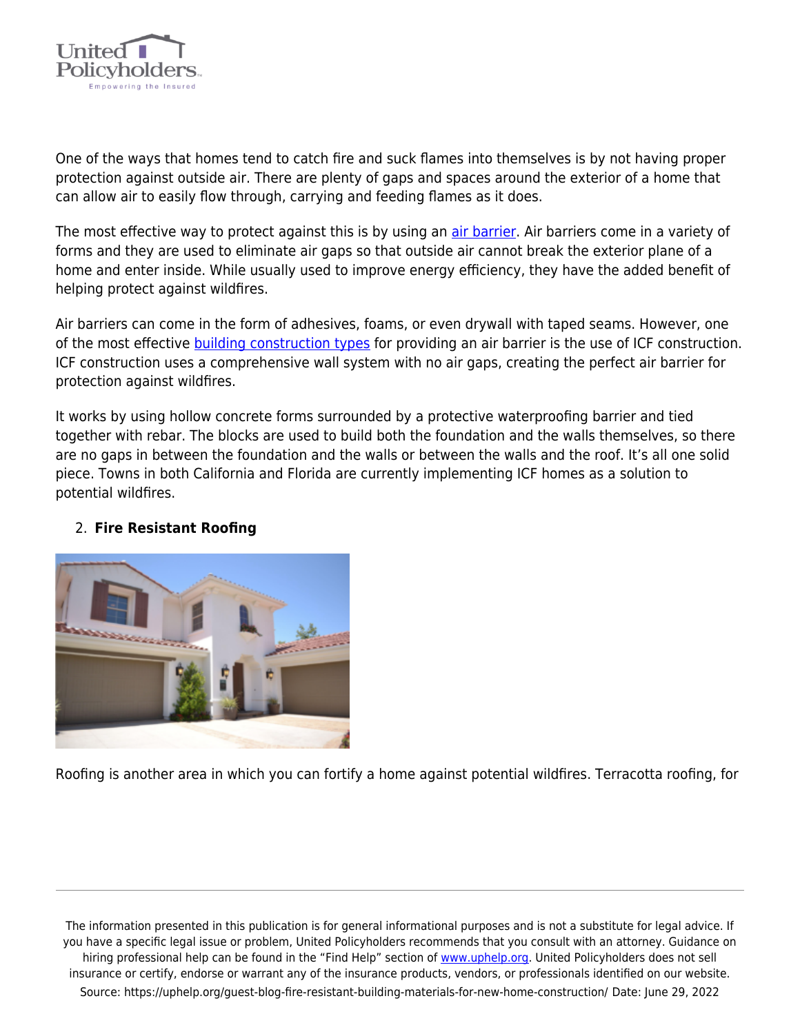One of the ways that homes tend to catch fire and suck flames into themselves is by not having proper protection against outside air. There are plenty of gaps and spaces around the exterior of a home that can allow air to easily flow through, carrying and feeding flames as it does.

The most effective way to protect against this is by using an air barrier. Air barriers come in a variety of forms and they are used to eliminate air gaps so that outside air cannot break the exterior plane of a home and enter inside. While usually used to improve energy efficiency, they have the added benefit of helping protect against wildfires.

Air barriers can come in the form of adhesives, foams, or even drywall with taped seams. However, one of the most effective building construction types for providing an air barrier is the use of ICF construction. ICF construction uses a comprehensive wall system with no air gaps, creating the perfect air barrier for protection against wildfires.

It works by using hollow concrete forms surrounded by a protective waterproofing barrier and tied together with rebar. The blocks are used to build both the foundation and the walls themselves, so there are no gaps in between the foundation and the walls or between the walls and the roof. It's all one solid piece. Towns in both California and Florida are currently implementing ICF homes as a solution to potential wildfires.

2. **Fire Resistant Roofing**

Roofing is another area in which you can fortify a home against potential wildfires. Terracotta roofing, for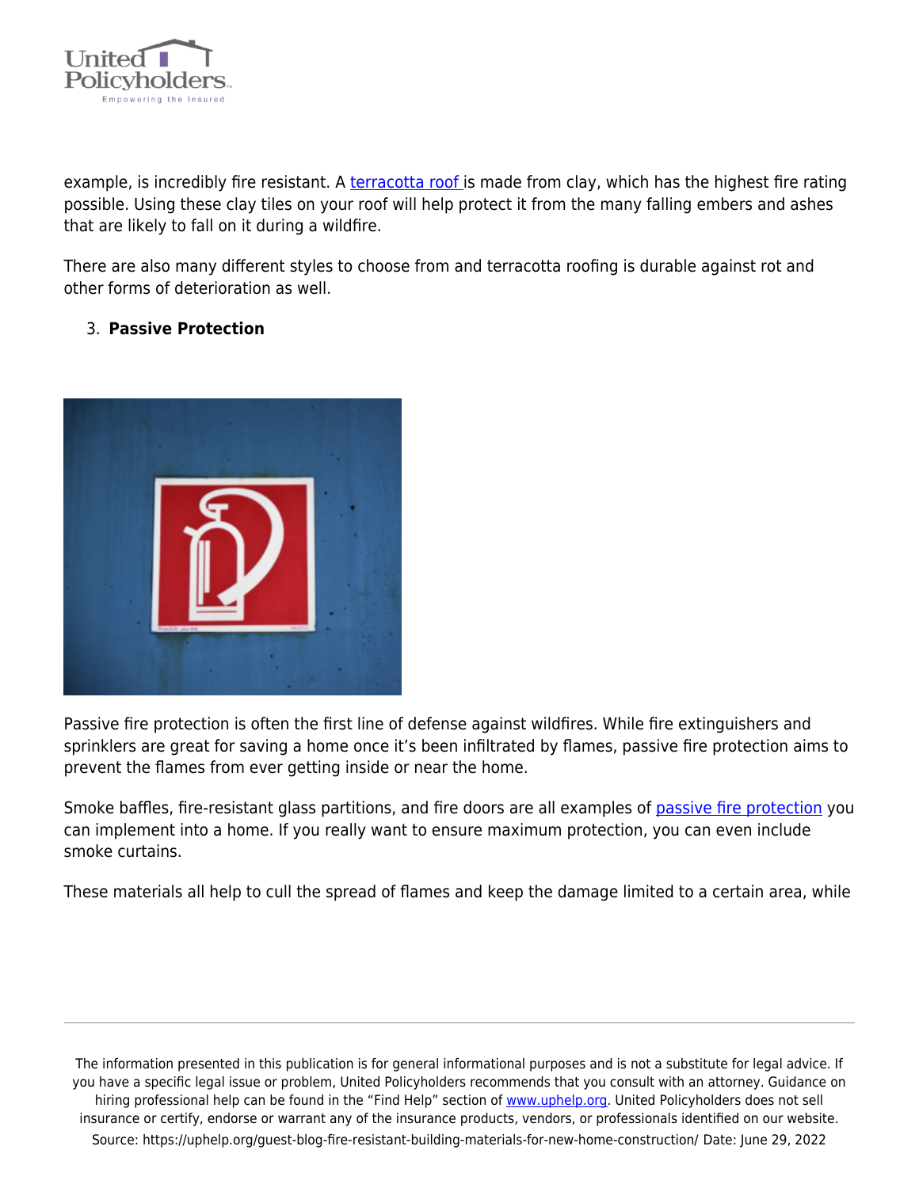example, is incredibly fire resistant. A terracotta roof is made from clay, which has the highest fire rating possible. Using these clay tiles on your roof will help protect it from the many falling embers and ashes that are likely to fall on it during a wildfire.

There are also many different styles to choose from and terracotta roofing is durable against rot and other forms of deterioration as well.

3. **Passive Protection**

Passive fire protection is often the first line of defense against wildfires. While fire extinguishers and sprinklers are great for saving a home once it's been infiltrated by flames, passive fire protection aims to prevent the flames from ever getting inside or near the home.

Smoke baffles, fire-resistant glass partitions, and fire doors are all examples of passive fire protection you can implement into a home. If you really want to ensure maximum protection, you can even include smoke curtains.

These materials all help to cull the spread of flames and keep the damage limited to a certain area, while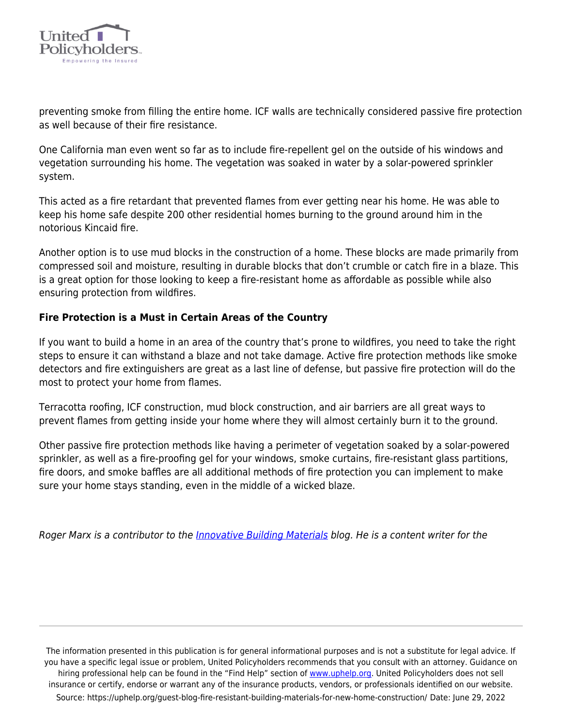preventing smoke from filling the entire home. ICF walls are technically considered passive fire protection as well because of their fire resistance.

One California man even went so far as to include fire-repellent gel on the outside of his windows and vegetation surrounding his home. The vegetation was soaked in water by a solar-powered sprinkler system.

This acted as a fire retardant that prevented flames from ever getting near his home. He was able to keep his home safe despite 200 other residential homes burning to the ground around him in the notorious Kincaid fire.

Another option is to use mud blocks in the construction of a home. These blocks are made primarily from compressed soil and moisture, resulting in durable blocks that don't crumble or catch fire in a blaze. This is a great option for those looking to keep a fire-resistant home as affordable as possible while also ensuring protection from wildfires.

**Fire Protection is a Must in Certain Areas of the Country**

If you want to build a home in an area of the country that's prone to wildfires, you need to take the right steps to ensure it can withstand a blaze and not take damage. Active fire protection methods like smoke detectors and fire extinguishers are great as a last line of defense, but passive fire protection will do the most to protect your home from flames.

Terracotta roofing, ICF construction, mud block construction, and air barriers are all great ways to prevent flames from getting inside your home where they will almost certainly burn it to the ground.

Other passive fire protection methods like having a perimeter of vegetation soaked by a solar-powered sprinkler, as well as a fire-proofing gel for your windows, smoke curtains, fire-resistant glass partitions, fire doors, and smoke baffles are all additional methods of fire protection you can implement to make sure your home stays standing, even in the middle of a wicked blaze.

*Roger Marx is a contributor to the [Innovative Building Materials] blog. He is a content writer for the*

The information presented in this publication is for general informational purposes and is not a substitute for legal advice. If you have a specific legal issue or problem, United Policyholders recommends that you consult with an attorney. Guidance on hiring professional help can be found in the "Find Help" section of www.uphelp.org. United Policyholders does not sell insurance or certify, endorse or warrant any of the insurance products, vendors, or professionals identified on our website.
Source: https://uphelp.org/guest-blog-fire-resistant-building-materials-for-new-home-construction/ Date: June 29, 2022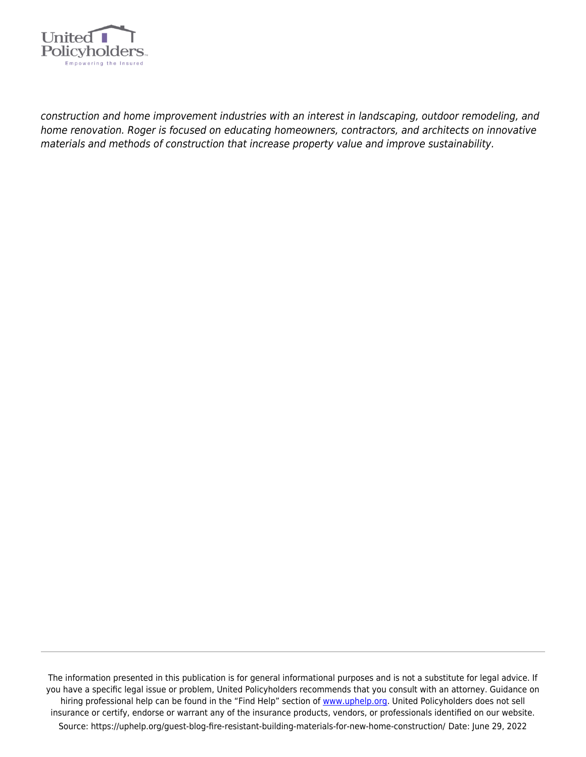*construction and home improvement industries with an interest in landscaping, outdoor remodeling, and home renovation. Roger is focused on educating homeowners, contractors, and architects on innovative materials and methods of construction that increase property value and improve sustainability.*